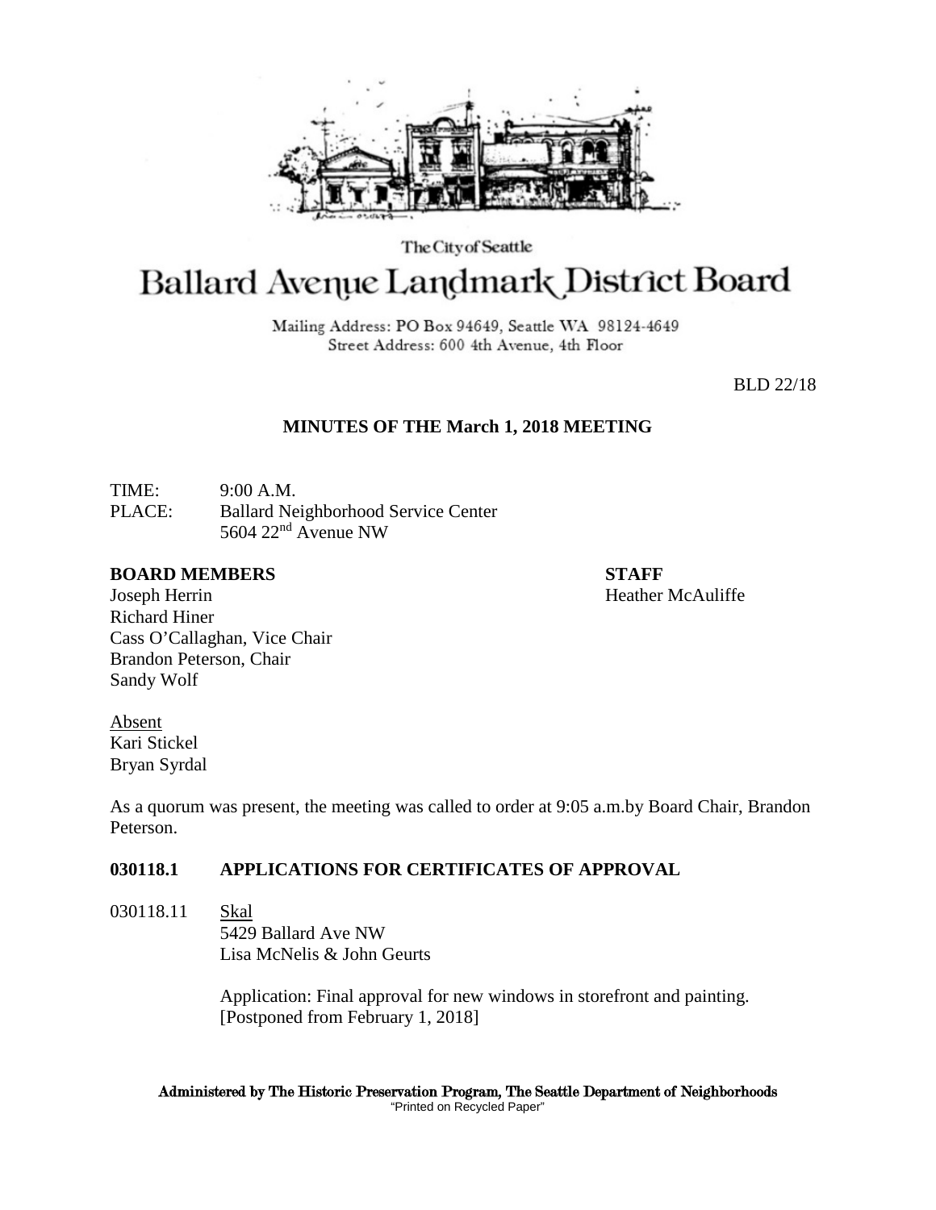The City of Seattle

# Ballard Avenue Landmark District Board

Mailing Address: PO Box 94649, Seattle WA 98124-4649
Street Address: 600 4th Avenue, 4th Floor

BLD 22/18

## MINUTES OF THE March 1, 2018 MEETING

TIME: 9:00 A.M.
PLACE: Ballard Neighborhood Service Center
5604 22nd Avenue NW

**BOARD MEMBERS**
Joseph Herrin
Richard Hiner
Cass O'Callaghan, Vice Chair
Brandon Peterson, Chair
Sandy Wolf

**STAFF**
Heather McAuliffe

Absent
Kari Stickel
Bryan Syrdal

As a quorum was present, the meeting was called to order at 9:05 a.m.by Board Chair, Brandon Peterson.

### 030118.1 APPLICATIONS FOR CERTIFICATES OF APPROVAL

030118.11 Skal
5429 Ballard Ave NW
Lisa McNelis & John Geurts

Application: Final approval for new windows in storefront and painting. [Postponed from February 1, 2018]

Administered by The Historic Preservation Program, The Seattle Department of Neighborhoods
"Printed on Recycled Paper"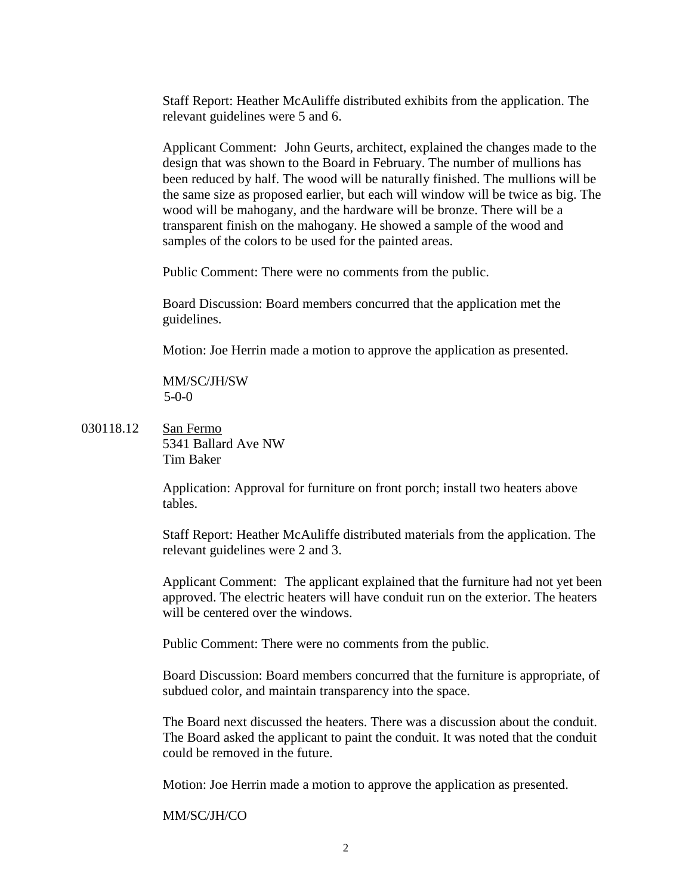Staff Report: Heather McAuliffe distributed exhibits from the application. The relevant guidelines were 5 and 6.

Applicant Comment: John Geurts, architect, explained the changes made to the design that was shown to the Board in February. The number of mullions has been reduced by half. The wood will be naturally finished. The mullions will be the same size as proposed earlier, but each will window will be twice as big. The wood will be mahogany, and the hardware will be bronze. There will be a transparent finish on the mahogany. He showed a sample of the wood and samples of the colors to be used for the painted areas.

Public Comment: There were no comments from the public.

Board Discussion: Board members concurred that the application met the guidelines.

Motion: Joe Herrin made a motion to approve the application as presented.

MM/SC/JH/SW
5-0-0

030118.12 San Fermo
5341 Ballard Ave NW
Tim Baker

Application: Approval for furniture on front porch; install two heaters above tables.

Staff Report: Heather McAuliffe distributed materials from the application. The relevant guidelines were 2 and 3.

Applicant Comment: The applicant explained that the furniture had not yet been approved. The electric heaters will have conduit run on the exterior. The heaters will be centered over the windows.

Public Comment: There were no comments from the public.

Board Discussion: Board members concurred that the furniture is appropriate, of subdued color, and maintain transparency into the space.

The Board next discussed the heaters. There was a discussion about the conduit. The Board asked the applicant to paint the conduit. It was noted that the conduit could be removed in the future.

Motion: Joe Herrin made a motion to approve the application as presented.

MM/SC/JH/CO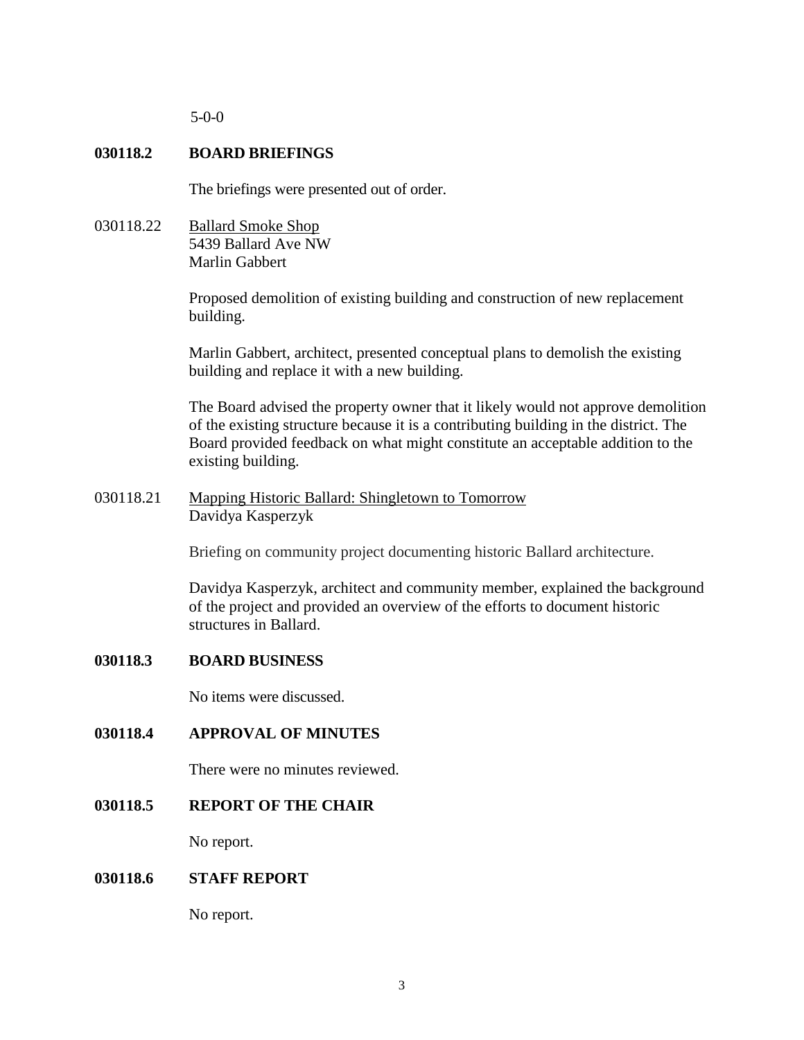5-0-0

**030118.2 BOARD BRIEFINGS**

The briefings were presented out of order.

030118.22 Ballard Smoke Shop
5439 Ballard Ave NW
Marlin Gabbert

Proposed demolition of existing building and construction of new replacement building.

Marlin Gabbert, architect, presented conceptual plans to demolish the existing building and replace it with a new building.

The Board advised the property owner that it likely would not approve demolition of the existing structure because it is a contributing building in the district. The Board provided feedback on what might constitute an acceptable addition to the existing building.

030118.21 Mapping Historic Ballard: Shingletown to Tomorrow
Davidya Kasperzyk

Briefing on community project documenting historic Ballard architecture.

Davidya Kasperzyk, architect and community member, explained the background of the project and provided an overview of the efforts to document historic structures in Ballard.

**030118.3 BOARD BUSINESS**

No items were discussed.

**030118.4 APPROVAL OF MINUTES**

There were no minutes reviewed.

**030118.5 REPORT OF THE CHAIR**

No report.

**030118.6 STAFF REPORT**

No report.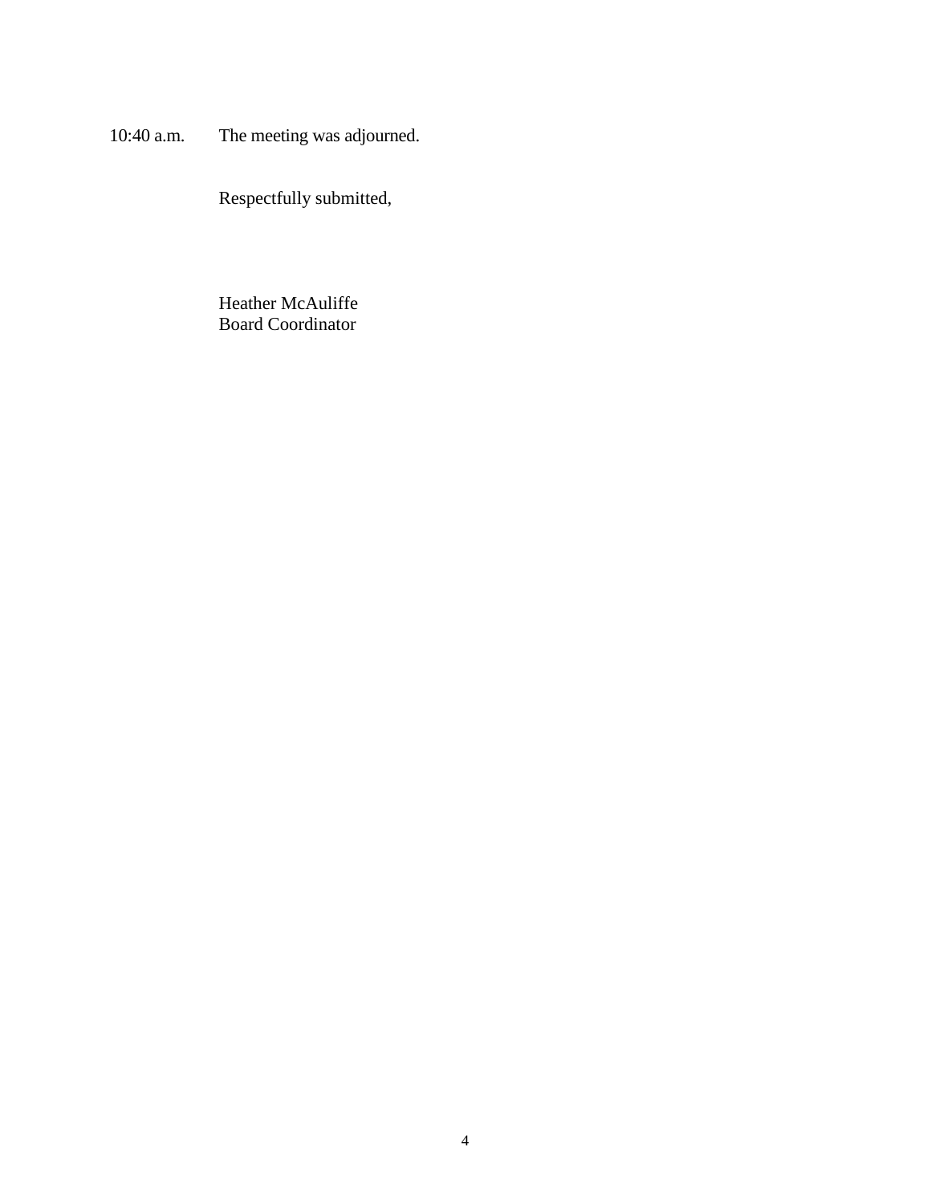10:40 a.m. The meeting was adjourned.

Respectfully submitted,

Heather McAuliffe
Board Coordinator